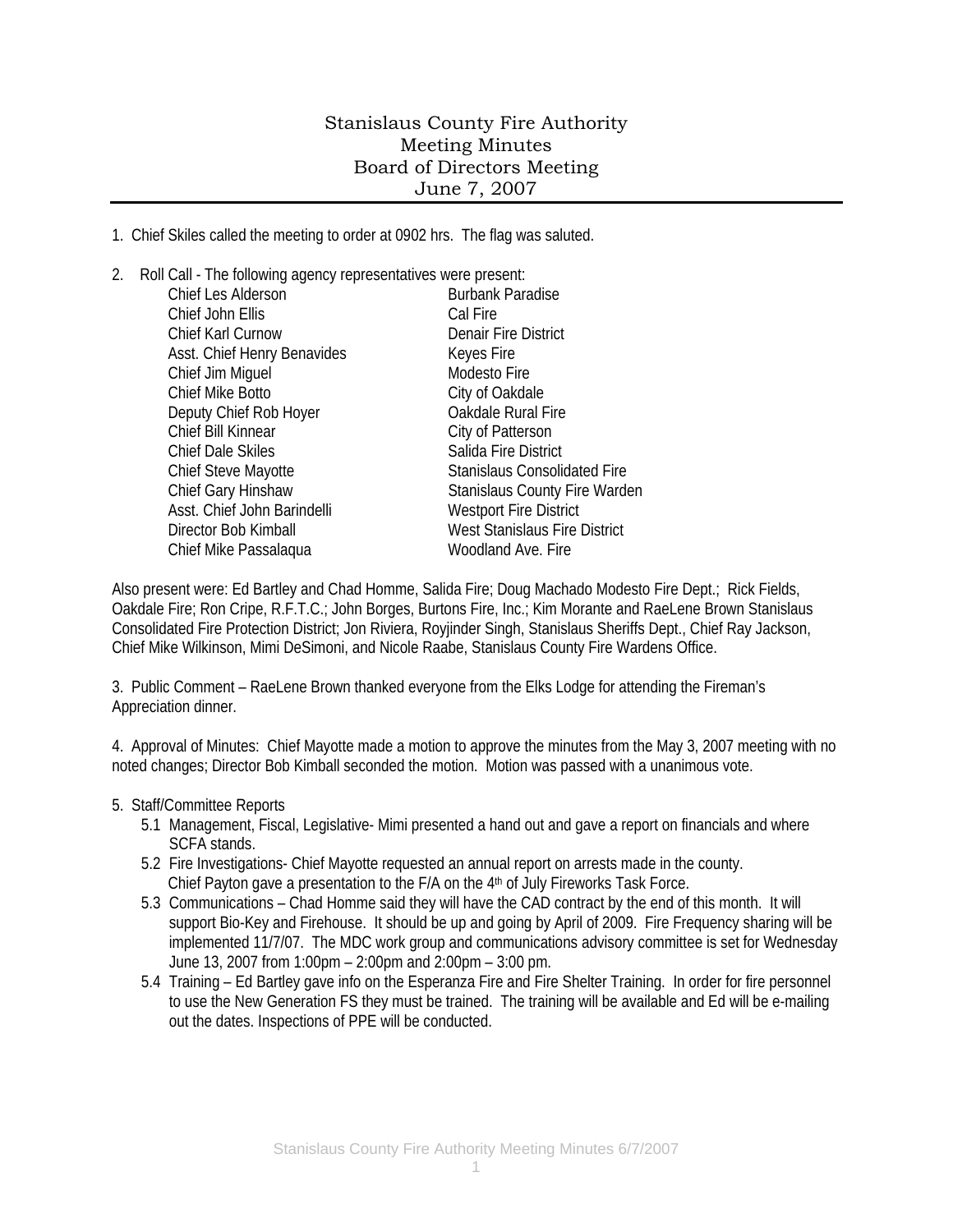# Stanislaus County Fire Authority
## Meeting Minutes
## Board of Directors Meeting
## June 7, 2007

1. Chief Skiles called the meeting to order at 0902 hrs. The flag was saluted.

2. Roll Call - The following agency representatives were present:

| | |
|---|---|
| Chief Les Alderson | Burbank Paradise |
| Chief John Ellis | Cal Fire |
| Chief Karl Curnow | Denair Fire District |
| Asst. Chief Henry Benavides | Keyes Fire |
| Chief Jim Miguel | Modesto Fire |
| Chief Mike Botto | City of Oakdale |
| Deputy Chief Rob Hoyer | Oakdale Rural Fire |
| Chief Bill Kinnear | City of Patterson |
| Chief Dale Skiles | Salida Fire District |
| Chief Steve Mayotte | Stanislaus Consolidated Fire |
| Chief Gary Hinshaw | Stanislaus County Fire Warden |
| Asst. Chief John Barindelli | Westport Fire District |
| Director Bob Kimball | West Stanislaus Fire District |
| Chief Mike Passalaqua | Woodland Ave. Fire |

Also present were: Ed Bartley and Chad Homme, Salida Fire; Doug Machado Modesto Fire Dept.; Rick Fields, Oakdale Fire; Ron Cripe, R.F.T.C.; John Borges, Burtons Fire, Inc.; Kim Morante and RaeLene Brown Stanislaus Consolidated Fire Protection District; Jon Riviera, Royjinder Singh, Stanislaus Sheriffs Dept., Chief Ray Jackson, Chief Mike Wilkinson, Mimi DeSimoni, and Nicole Raabe, Stanislaus County Fire Wardens Office.

3. Public Comment – RaeLene Brown thanked everyone from the Elks Lodge for attending the Fireman's Appreciation dinner.

4. Approval of Minutes: Chief Mayotte made a motion to approve the minutes from the May 3, 2007 meeting with no noted changes; Director Bob Kimball seconded the motion. Motion was passed with a unanimous vote.

5. Staff/Committee Reports
   - 5.1 Management, Fiscal, Legislative- Mimi presented a hand out and gave a report on financials and where SCFA stands.
   - 5.2 Fire Investigations- Chief Mayotte requested an annual report on arrests made in the county. Chief Payton gave a presentation to the F/A on the 4th of July Fireworks Task Force.
   - 5.3 Communications – Chad Homme said they will have the CAD contract by the end of this month. It will support Bio-Key and Firehouse. It should be up and going by April of 2009. Fire Frequency sharing will be implemented 11/7/07. The MDC work group and communications advisory committee is set for Wednesday June 13, 2007 from 1:00pm – 2:00pm and 2:00pm – 3:00 pm.
   - 5.4 Training – Ed Bartley gave info on the Esperanza Fire and Fire Shelter Training. In order for fire personnel to use the New Generation FS they must be trained. The training will be available and Ed will be e-mailing out the dates. Inspections of PPE will be conducted.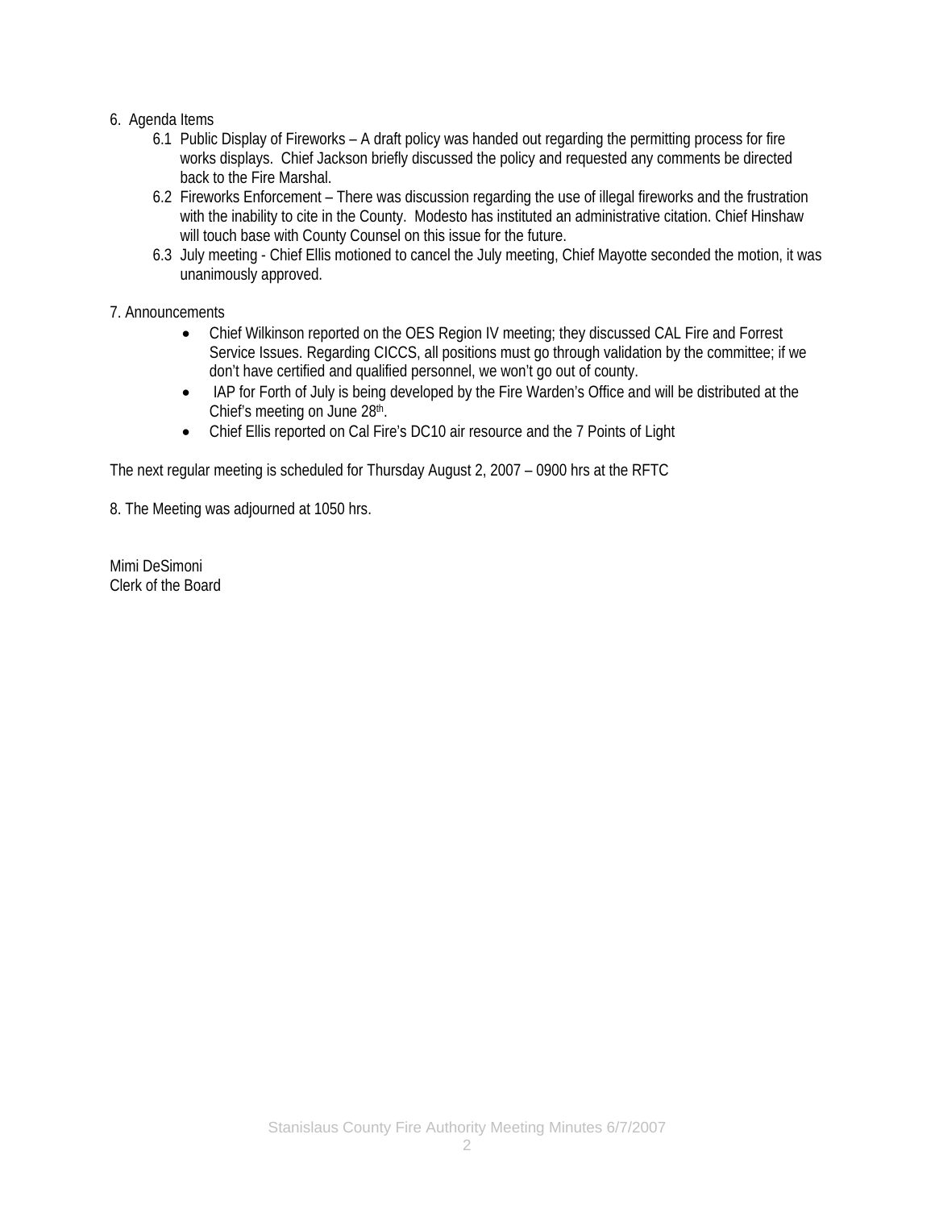6. Agenda Items

6.1 Public Display of Fireworks – A draft policy was handed out regarding the permitting process for fire works displays. Chief Jackson briefly discussed the policy and requested any comments be directed back to the Fire Marshal.

6.2 Fireworks Enforcement – There was discussion regarding the use of illegal fireworks and the frustration with the inability to cite in the County. Modesto has instituted an administrative citation. Chief Hinshaw will touch base with County Counsel on this issue for the future.

6.3 July meeting - Chief Ellis motioned to cancel the July meeting, Chief Mayotte seconded the motion, it was unanimously approved.

7. Announcements

- Chief Wilkinson reported on the OES Region IV meeting; they discussed CAL Fire and Forrest Service Issues. Regarding CICCS, all positions must go through validation by the committee; if we don't have certified and qualified personnel, we won't go out of county.
- IAP for Forth of July is being developed by the Fire Warden's Office and will be distributed at the Chief's meeting on June 28th.
- Chief Ellis reported on Cal Fire's DC10 air resource and the 7 Points of Light

The next regular meeting is scheduled for Thursday August 2, 2007 – 0900 hrs at the RFTC

8. The Meeting was adjourned at 1050 hrs.

Mimi DeSimoni
Clerk of the Board